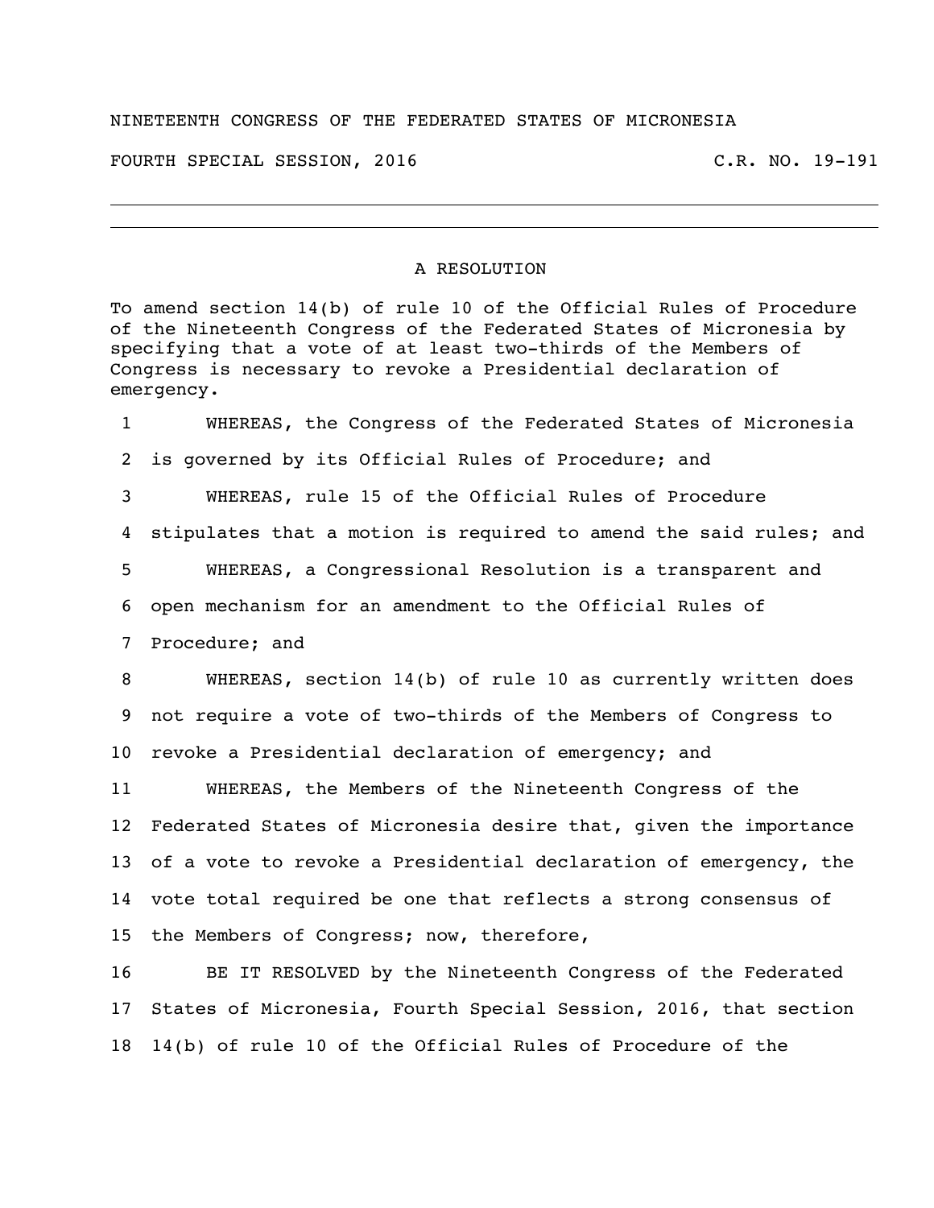NINETEENTH CONGRESS OF THE FEDERATED STATES OF MICRONESIA

FOURTH SPECIAL SESSION, 2016 C.R. NO. 19-191

---

## A RESOLUTION

To amend section 14(b) of rule 10 of the Official Rules of Procedure of the Nineteenth Congress of the Federated States of Micronesia by specifying that a vote of at least two-thirds of the Members of Congress is necessary to revoke a Presidential declaration of emergency.

1 WHEREAS, the Congress of the Federated States of Micronesia
2 is governed by its Official Rules of Procedure; and
3 WHEREAS, rule 15 of the Official Rules of Procedure
4 stipulates that a motion is required to amend the said rules; and
5 WHEREAS, a Congressional Resolution is a transparent and
6 open mechanism for an amendment to the Official Rules of
7 Procedure; and
8 WHEREAS, section 14(b) of rule 10 as currently written does
9 not require a vote of two-thirds of the Members of Congress to
10 revoke a Presidential declaration of emergency; and
11 WHEREAS, the Members of the Nineteenth Congress of the
12 Federated States of Micronesia desire that, given the importance
13 of a vote to revoke a Presidential declaration of emergency, the
14 vote total required be one that reflects a strong consensus of
15 the Members of Congress; now, therefore,
16 BE IT RESOLVED by the Nineteenth Congress of the Federated
17 States of Micronesia, Fourth Special Session, 2016, that section
18 14(b) of rule 10 of the Official Rules of Procedure of the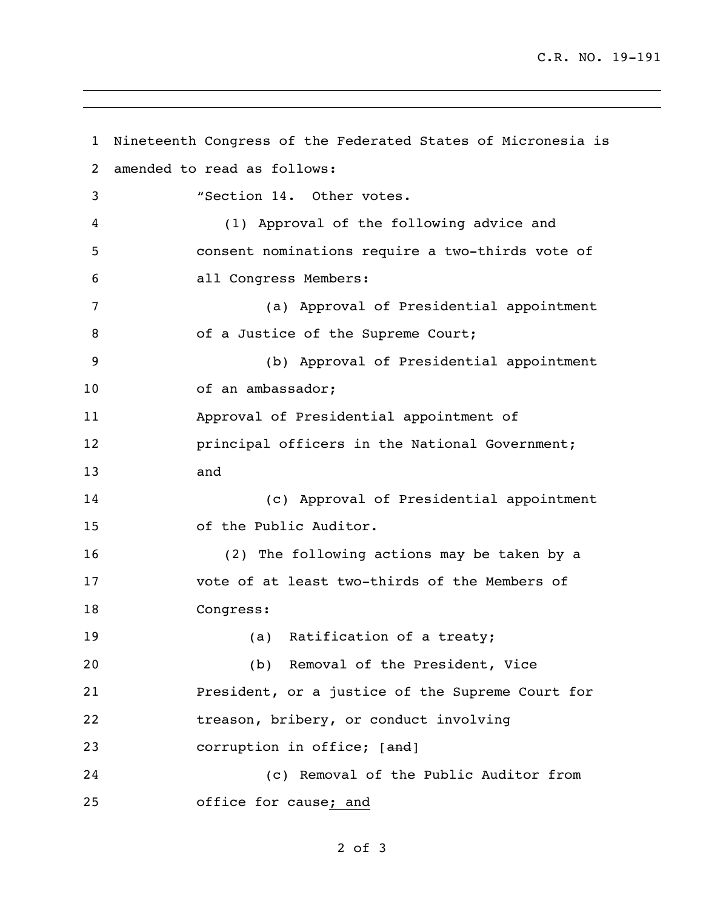Nineteenth Congress of the Federated States of Micronesia is amended to read as follows:

"Section 14. Other votes.

(1) Approval of the following advice and consent nominations require a two-thirds vote of all Congress Members:

(a) Approval of Presidential appointment of a Justice of the Supreme Court;

(b) Approval of Presidential appointment of an ambassador;

Approval of Presidential appointment of principal officers in the National Government; and

(c) Approval of Presidential appointment of the Public Auditor.

(2) The following actions may be taken by a vote of at least two-thirds of the Members of Congress:

(a) Ratification of a treaty;

(b) Removal of the President, Vice President, or a justice of the Supreme Court for treason, bribery, or conduct involving corruption in office; [~~and~~]

(c) Removal of the Public Auditor from office for cause<u>; and</u>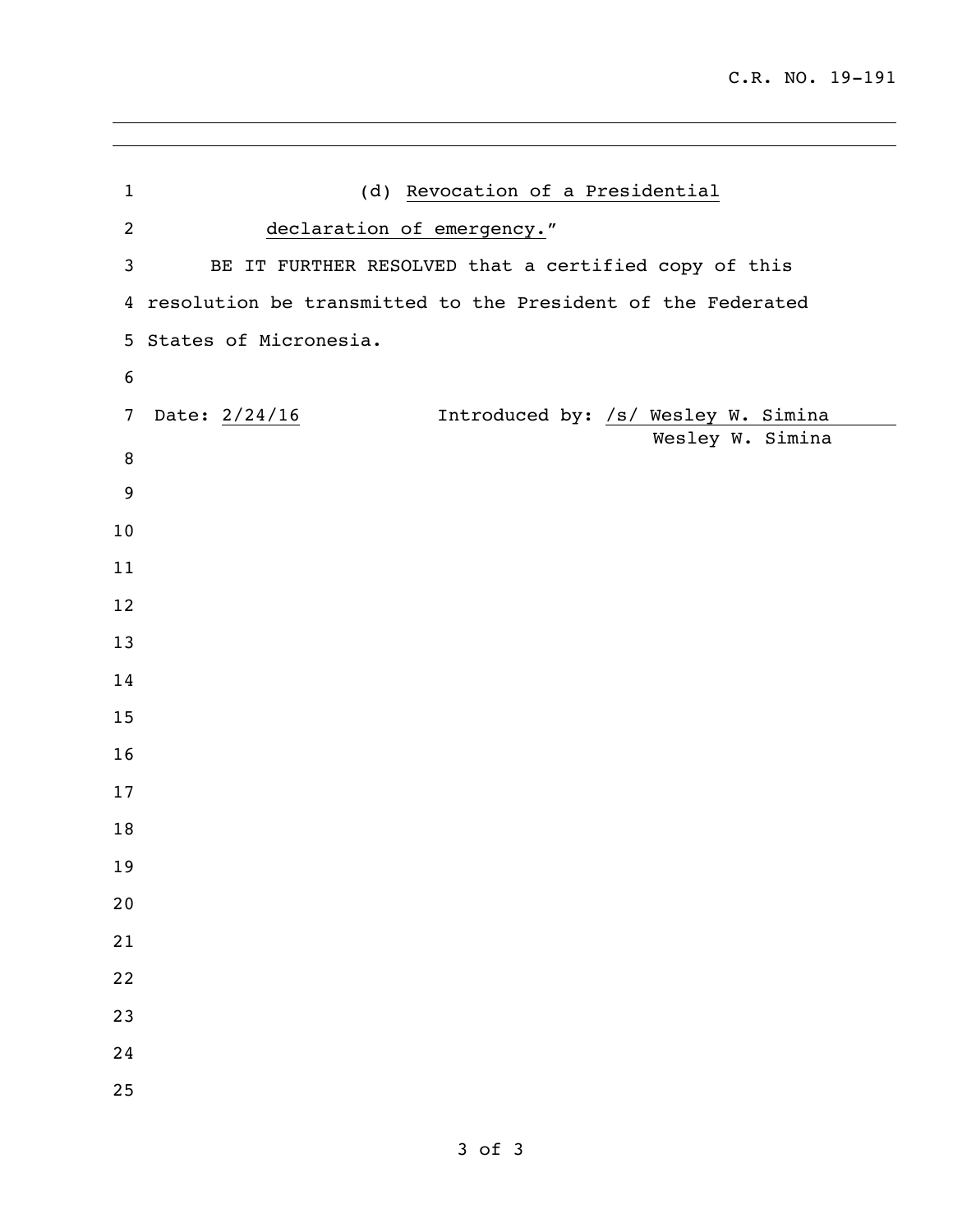(d) <u>Revocation of a Presidential declaration of emergency.</u>"

BE IT FURTHER RESOLVED that a certified copy of this resolution be transmitted to the President of the Federated States of Micronesia.

Date: <u>2/24/16</u>

Introduced by: <u>/s/ Wesley W. Simina</u>
Wesley W. Simina